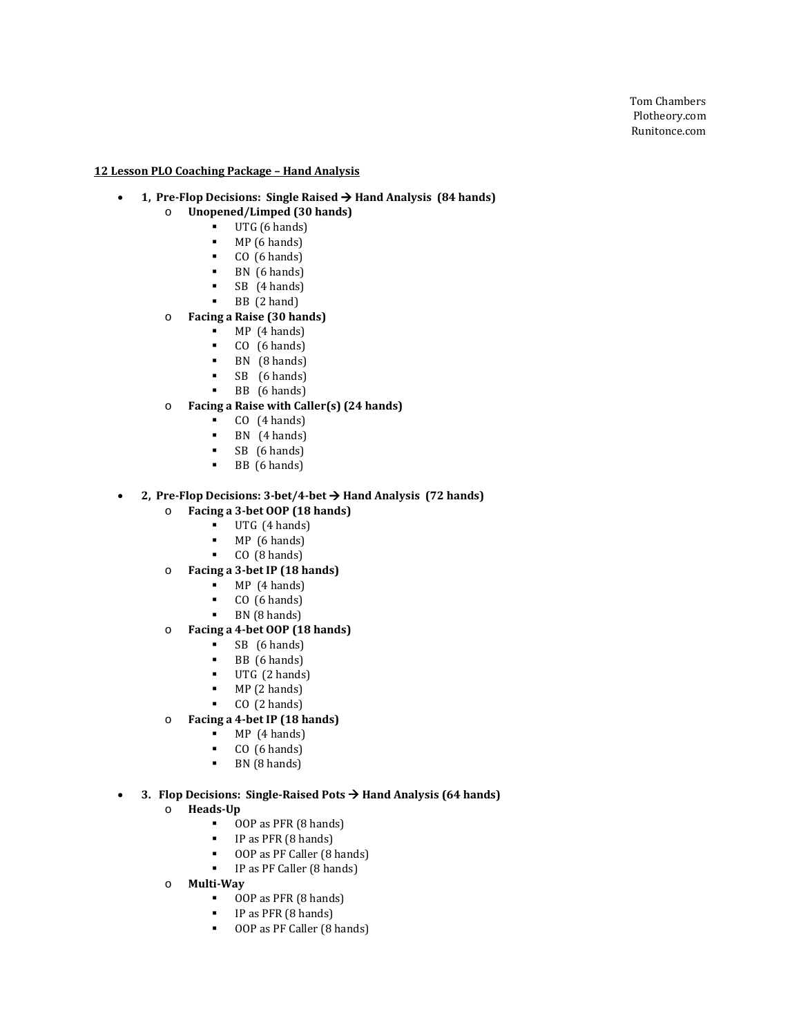Tom Chambers
Plotheory.com
Runitonce.com

**12 Lesson PLO Coaching Package – Hand Analysis**

- **1, Pre-Flop Decisions: Single Raised → Hand Analysis (84 hands)**
  - **Unopened/Limped (30 hands)**
    - UTG (6 hands)
    - MP (6 hands)
    - CO (6 hands)
    - BN (6 hands)
    - SB (4 hands)
    - BB (2 hand)
  - **Facing a Raise (30 hands)**
    - MP (4 hands)
    - CO (6 hands)
    - BN (8 hands)
    - SB (6 hands)
    - BB (6 hands)
  - **Facing a Raise with Caller(s) (24 hands)**
    - CO (4 hands)
    - BN (4 hands)
    - SB (6 hands)
    - BB (6 hands)

- **2, Pre-Flop Decisions: 3-bet/4-bet → Hand Analysis (72 hands)**
  - **Facing a 3-bet OOP (18 hands)**
    - UTG (4 hands)
    - MP (6 hands)
    - CO (8 hands)
  - **Facing a 3-bet IP (18 hands)**
    - MP (4 hands)
    - CO (6 hands)
    - BN (8 hands)
  - **Facing a 4-bet OOP (18 hands)**
    - SB (6 hands)
    - BB (6 hands)
    - UTG (2 hands)
    - MP (2 hands)
    - CO (2 hands)
  - **Facing a 4-bet IP (18 hands)**
    - MP (4 hands)
    - CO (6 hands)
    - BN (8 hands)

- **3. Flop Decisions: Single-Raised Pots → Hand Analysis (64 hands)**
  - **Heads-Up**
    - OOP as PFR (8 hands)
    - IP as PFR (8 hands)
    - OOP as PF Caller (8 hands)
    - IP as PF Caller (8 hands)
  - **Multi-Way**
    - OOP as PFR (8 hands)
    - IP as PFR (8 hands)
    - OOP as PF Caller (8 hands)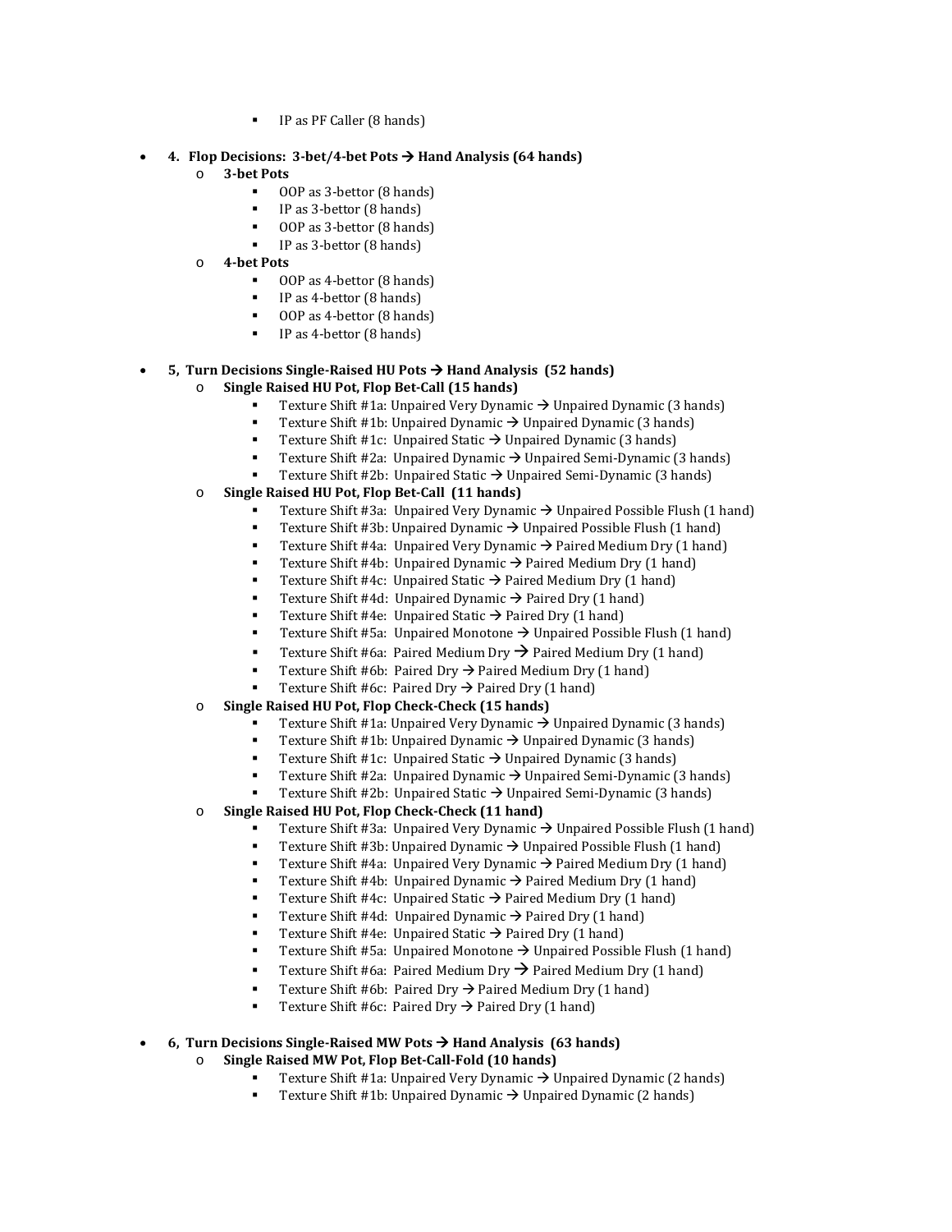- IP as PF Caller (8 hands)

- **4. Flop Decisions: 3-bet/4-bet Pots → Hand Analysis (64 hands)**
    - **3-bet Pots**
        - OOP as 3-bettor (8 hands)
        - IP as 3-bettor (8 hands)
        - OOP as 3-bettor (8 hands)
        - IP as 3-bettor (8 hands)
    - **4-bet Pots**
        - OOP as 4-bettor (8 hands)
        - IP as 4-bettor (8 hands)
        - OOP as 4-bettor (8 hands)
        - IP as 4-bettor (8 hands)

- **5, Turn Decisions Single-Raised HU Pots → Hand Analysis (52 hands)**
    - **Single Raised HU Pot, Flop Bet-Call (15 hands)**
        - Texture Shift #1a: Unpaired Very Dynamic → Unpaired Dynamic (3 hands)
        - Texture Shift #1b: Unpaired Dynamic → Unpaired Dynamic (3 hands)
        - Texture Shift #1c: Unpaired Static → Unpaired Dynamic (3 hands)
        - Texture Shift #2a: Unpaired Dynamic → Unpaired Semi-Dynamic (3 hands)
        - Texture Shift #2b: Unpaired Static → Unpaired Semi-Dynamic (3 hands)
    - **Single Raised HU Pot, Flop Bet-Call (11 hands)**
        - Texture Shift #3a: Unpaired Very Dynamic → Unpaired Possible Flush (1 hand)
        - Texture Shift #3b: Unpaired Dynamic → Unpaired Possible Flush (1 hand)
        - Texture Shift #4a: Unpaired Very Dynamic → Paired Medium Dry (1 hand)
        - Texture Shift #4b: Unpaired Dynamic → Paired Medium Dry (1 hand)
        - Texture Shift #4c: Unpaired Static → Paired Medium Dry (1 hand)
        - Texture Shift #4d: Unpaired Dynamic → Paired Dry (1 hand)
        - Texture Shift #4e: Unpaired Static → Paired Dry (1 hand)
        - Texture Shift #5a: Unpaired Monotone → Unpaired Possible Flush (1 hand)
        - Texture Shift #6a: Paired Medium Dry → Paired Medium Dry (1 hand)
        - Texture Shift #6b: Paired Dry → Paired Medium Dry (1 hand)
        - Texture Shift #6c: Paired Dry → Paired Dry (1 hand)
    - **Single Raised HU Pot, Flop Check-Check (15 hands)**
        - Texture Shift #1a: Unpaired Very Dynamic → Unpaired Dynamic (3 hands)
        - Texture Shift #1b: Unpaired Dynamic → Unpaired Dynamic (3 hands)
        - Texture Shift #1c: Unpaired Static → Unpaired Dynamic (3 hands)
        - Texture Shift #2a: Unpaired Dynamic → Unpaired Semi-Dynamic (3 hands)
        - Texture Shift #2b: Unpaired Static → Unpaired Semi-Dynamic (3 hands)
    - **Single Raised HU Pot, Flop Check-Check (11 hand)**
        - Texture Shift #3a: Unpaired Very Dynamic → Unpaired Possible Flush (1 hand)
        - Texture Shift #3b: Unpaired Dynamic → Unpaired Possible Flush (1 hand)
        - Texture Shift #4a: Unpaired Very Dynamic → Paired Medium Dry (1 hand)
        - Texture Shift #4b: Unpaired Dynamic → Paired Medium Dry (1 hand)
        - Texture Shift #4c: Unpaired Static → Paired Medium Dry (1 hand)
        - Texture Shift #4d: Unpaired Dynamic → Paired Dry (1 hand)
        - Texture Shift #4e: Unpaired Static → Paired Dry (1 hand)
        - Texture Shift #5a: Unpaired Monotone → Unpaired Possible Flush (1 hand)
        - Texture Shift #6a: Paired Medium Dry → Paired Medium Dry (1 hand)
        - Texture Shift #6b: Paired Dry → Paired Medium Dry (1 hand)
        - Texture Shift #6c: Paired Dry → Paired Dry (1 hand)

- **6, Turn Decisions Single-Raised MW Pots → Hand Analysis (63 hands)**
    - **Single Raised MW Pot, Flop Bet-Call-Fold (10 hands)**
        - Texture Shift #1a: Unpaired Very Dynamic → Unpaired Dynamic (2 hands)
        - Texture Shift #1b: Unpaired Dynamic → Unpaired Dynamic (2 hands)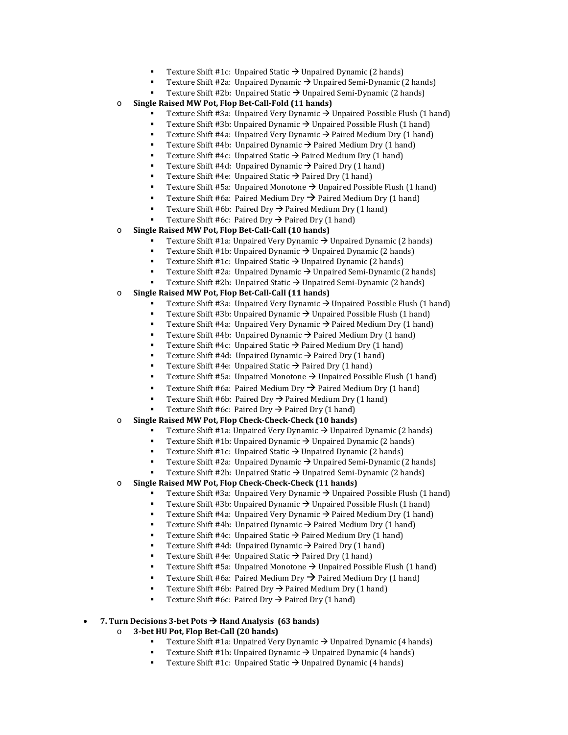- Texture Shift #1c: Unpaired Static → Unpaired Dynamic (2 hands)
        - Texture Shift #2a: Unpaired Dynamic → Unpaired Semi-Dynamic (2 hands)
        - Texture Shift #2b: Unpaired Static → Unpaired Semi-Dynamic (2 hands)
    - **Single Raised MW Pot, Flop Bet-Call-Fold (11 hands)**
        - Texture Shift #3a: Unpaired Very Dynamic → Unpaired Possible Flush (1 hand)
        - Texture Shift #3b: Unpaired Dynamic → Unpaired Possible Flush (1 hand)
        - Texture Shift #4a: Unpaired Very Dynamic → Paired Medium Dry (1 hand)
        - Texture Shift #4b: Unpaired Dynamic → Paired Medium Dry (1 hand)
        - Texture Shift #4c: Unpaired Static → Paired Medium Dry (1 hand)
        - Texture Shift #4d: Unpaired Dynamic → Paired Dry (1 hand)
        - Texture Shift #4e: Unpaired Static → Paired Dry (1 hand)
        - Texture Shift #5a: Unpaired Monotone → Unpaired Possible Flush (1 hand)
        - Texture Shift #6a: Paired Medium Dry → Paired Medium Dry (1 hand)
        - Texture Shift #6b: Paired Dry → Paired Medium Dry (1 hand)
        - Texture Shift #6c: Paired Dry → Paired Dry (1 hand)
    - **Single Raised MW Pot, Flop Bet-Call-Call (10 hands)**
        - Texture Shift #1a: Unpaired Very Dynamic → Unpaired Dynamic (2 hands)
        - Texture Shift #1b: Unpaired Dynamic → Unpaired Dynamic (2 hands)
        - Texture Shift #1c: Unpaired Static → Unpaired Dynamic (2 hands)
        - Texture Shift #2a: Unpaired Dynamic → Unpaired Semi-Dynamic (2 hands)
        - Texture Shift #2b: Unpaired Static → Unpaired Semi-Dynamic (2 hands)
    - **Single Raised MW Pot, Flop Bet-Call-Call (11 hands)**
        - Texture Shift #3a: Unpaired Very Dynamic → Unpaired Possible Flush (1 hand)
        - Texture Shift #3b: Unpaired Dynamic → Unpaired Possible Flush (1 hand)
        - Texture Shift #4a: Unpaired Very Dynamic → Paired Medium Dry (1 hand)
        - Texture Shift #4b: Unpaired Dynamic → Paired Medium Dry (1 hand)
        - Texture Shift #4c: Unpaired Static → Paired Medium Dry (1 hand)
        - Texture Shift #4d: Unpaired Dynamic → Paired Dry (1 hand)
        - Texture Shift #4e: Unpaired Static → Paired Dry (1 hand)
        - Texture Shift #5a: Unpaired Monotone → Unpaired Possible Flush (1 hand)
        - Texture Shift #6a: Paired Medium Dry → Paired Medium Dry (1 hand)
        - Texture Shift #6b: Paired Dry → Paired Medium Dry (1 hand)
        - Texture Shift #6c: Paired Dry → Paired Dry (1 hand)
    - **Single Raised MW Pot, Flop Check-Check-Check (10 hands)**
        - Texture Shift #1a: Unpaired Very Dynamic → Unpaired Dynamic (2 hands)
        - Texture Shift #1b: Unpaired Dynamic → Unpaired Dynamic (2 hands)
        - Texture Shift #1c: Unpaired Static → Unpaired Dynamic (2 hands)
        - Texture Shift #2a: Unpaired Dynamic → Unpaired Semi-Dynamic (2 hands)
        - Texture Shift #2b: Unpaired Static → Unpaired Semi-Dynamic (2 hands)
    - **Single Raised MW Pot, Flop Check-Check-Check (11 hands)**
        - Texture Shift #3a: Unpaired Very Dynamic → Unpaired Possible Flush (1 hand)
        - Texture Shift #3b: Unpaired Dynamic → Unpaired Possible Flush (1 hand)
        - Texture Shift #4a: Unpaired Very Dynamic → Paired Medium Dry (1 hand)
        - Texture Shift #4b: Unpaired Dynamic → Paired Medium Dry (1 hand)
        - Texture Shift #4c: Unpaired Static → Paired Medium Dry (1 hand)
        - Texture Shift #4d: Unpaired Dynamic → Paired Dry (1 hand)
        - Texture Shift #4e: Unpaired Static → Paired Dry (1 hand)
        - Texture Shift #5a: Unpaired Monotone → Unpaired Possible Flush (1 hand)
        - Texture Shift #6a: Paired Medium Dry → Paired Medium Dry (1 hand)
        - Texture Shift #6b: Paired Dry → Paired Medium Dry (1 hand)
        - Texture Shift #6c: Paired Dry → Paired Dry (1 hand)

- **7. Turn Decisions 3-bet Pots → Hand Analysis (63 hands)**
    - **3-bet HU Pot, Flop Bet-Call (20 hands)**
        - Texture Shift #1a: Unpaired Very Dynamic → Unpaired Dynamic (4 hands)
        - Texture Shift #1b: Unpaired Dynamic → Unpaired Dynamic (4 hands)
        - Texture Shift #1c: Unpaired Static → Unpaired Dynamic (4 hands)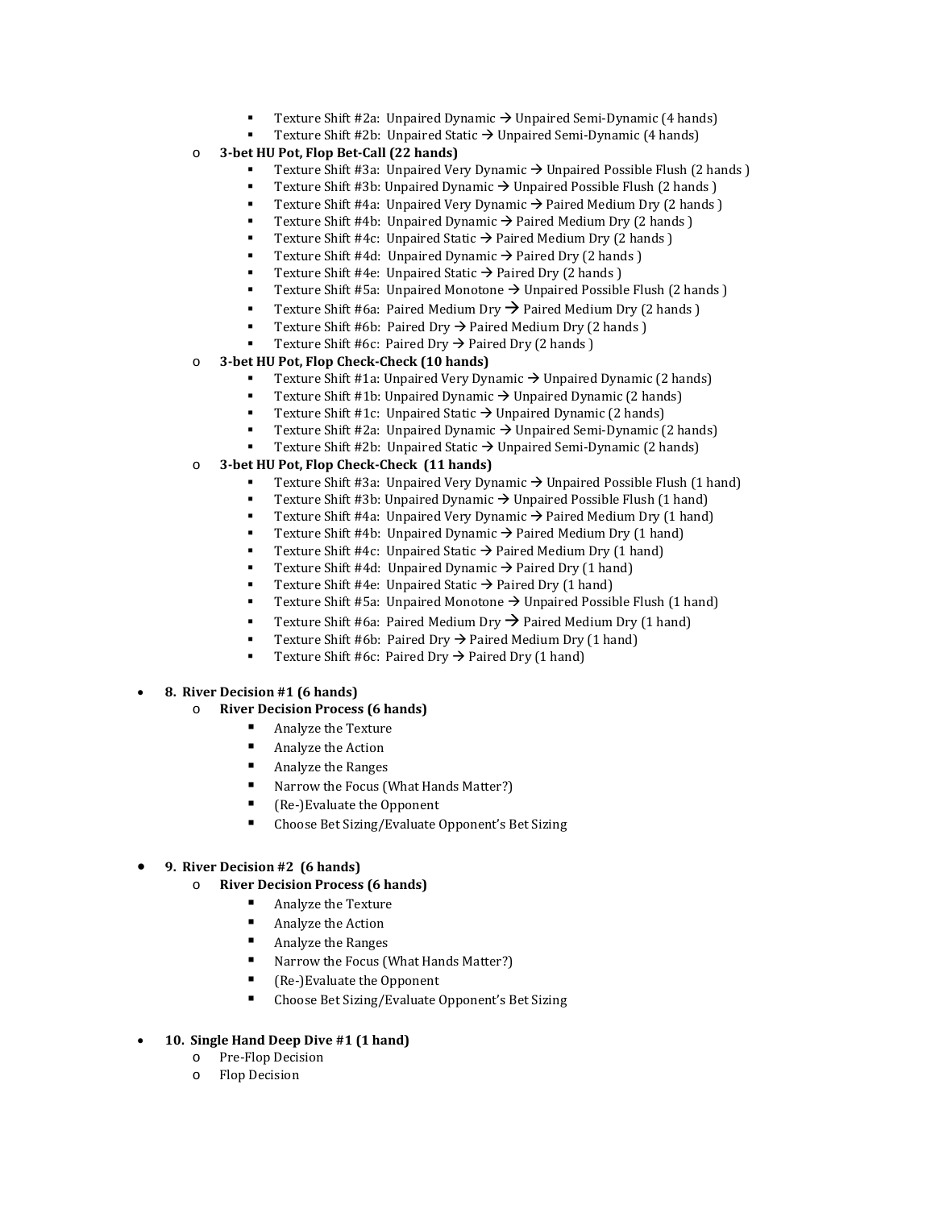- Texture Shift #2a: Unpaired Dynamic → Unpaired Semi-Dynamic (4 hands)
    - Texture Shift #2b: Unpaired Static → Unpaired Semi-Dynamic (4 hands)
  - **3-bet HU Pot, Flop Bet-Call (22 hands)**
    - Texture Shift #3a: Unpaired Very Dynamic → Unpaired Possible Flush (2 hands )
    - Texture Shift #3b: Unpaired Dynamic → Unpaired Possible Flush (2 hands )
    - Texture Shift #4a: Unpaired Very Dynamic → Paired Medium Dry (2 hands )
    - Texture Shift #4b: Unpaired Dynamic → Paired Medium Dry (2 hands )
    - Texture Shift #4c: Unpaired Static → Paired Medium Dry (2 hands )
    - Texture Shift #4d: Unpaired Dynamic → Paired Dry (2 hands )
    - Texture Shift #4e: Unpaired Static → Paired Dry (2 hands )
    - Texture Shift #5a: Unpaired Monotone → Unpaired Possible Flush (2 hands )
    - Texture Shift #6a: Paired Medium Dry → Paired Medium Dry (2 hands )
    - Texture Shift #6b: Paired Dry → Paired Medium Dry (2 hands )
    - Texture Shift #6c: Paired Dry → Paired Dry (2 hands )
  - **3-bet HU Pot, Flop Check-Check (10 hands)**
    - Texture Shift #1a: Unpaired Very Dynamic → Unpaired Dynamic (2 hands)
    - Texture Shift #1b: Unpaired Dynamic → Unpaired Dynamic (2 hands)
    - Texture Shift #1c: Unpaired Static → Unpaired Dynamic (2 hands)
    - Texture Shift #2a: Unpaired Dynamic → Unpaired Semi-Dynamic (2 hands)
    - Texture Shift #2b: Unpaired Static → Unpaired Semi-Dynamic (2 hands)
  - **3-bet HU Pot, Flop Check-Check (11 hands)**
    - Texture Shift #3a: Unpaired Very Dynamic → Unpaired Possible Flush (1 hand)
    - Texture Shift #3b: Unpaired Dynamic → Unpaired Possible Flush (1 hand)
    - Texture Shift #4a: Unpaired Very Dynamic → Paired Medium Dry (1 hand)
    - Texture Shift #4b: Unpaired Dynamic → Paired Medium Dry (1 hand)
    - Texture Shift #4c: Unpaired Static → Paired Medium Dry (1 hand)
    - Texture Shift #4d: Unpaired Dynamic → Paired Dry (1 hand)
    - Texture Shift #4e: Unpaired Static → Paired Dry (1 hand)
    - Texture Shift #5a: Unpaired Monotone → Unpaired Possible Flush (1 hand)
    - Texture Shift #6a: Paired Medium Dry → Paired Medium Dry (1 hand)
    - Texture Shift #6b: Paired Dry → Paired Medium Dry (1 hand)
    - Texture Shift #6c: Paired Dry → Paired Dry (1 hand)

- **8. River Decision #1 (6 hands)**
  - **River Decision Process (6 hands)**
    - Analyze the Texture
    - Analyze the Action
    - Analyze the Ranges
    - Narrow the Focus (What Hands Matter?)
    - (Re-)Evaluate the Opponent
    - Choose Bet Sizing/Evaluate Opponent's Bet Sizing

- **9. River Decision #2 (6 hands)**
  - **River Decision Process (6 hands)**
    - Analyze the Texture
    - Analyze the Action
    - Analyze the Ranges
    - Narrow the Focus (What Hands Matter?)
    - (Re-)Evaluate the Opponent
    - Choose Bet Sizing/Evaluate Opponent's Bet Sizing

- **10. Single Hand Deep Dive #1 (1 hand)**
  - Pre-Flop Decision
  - Flop Decision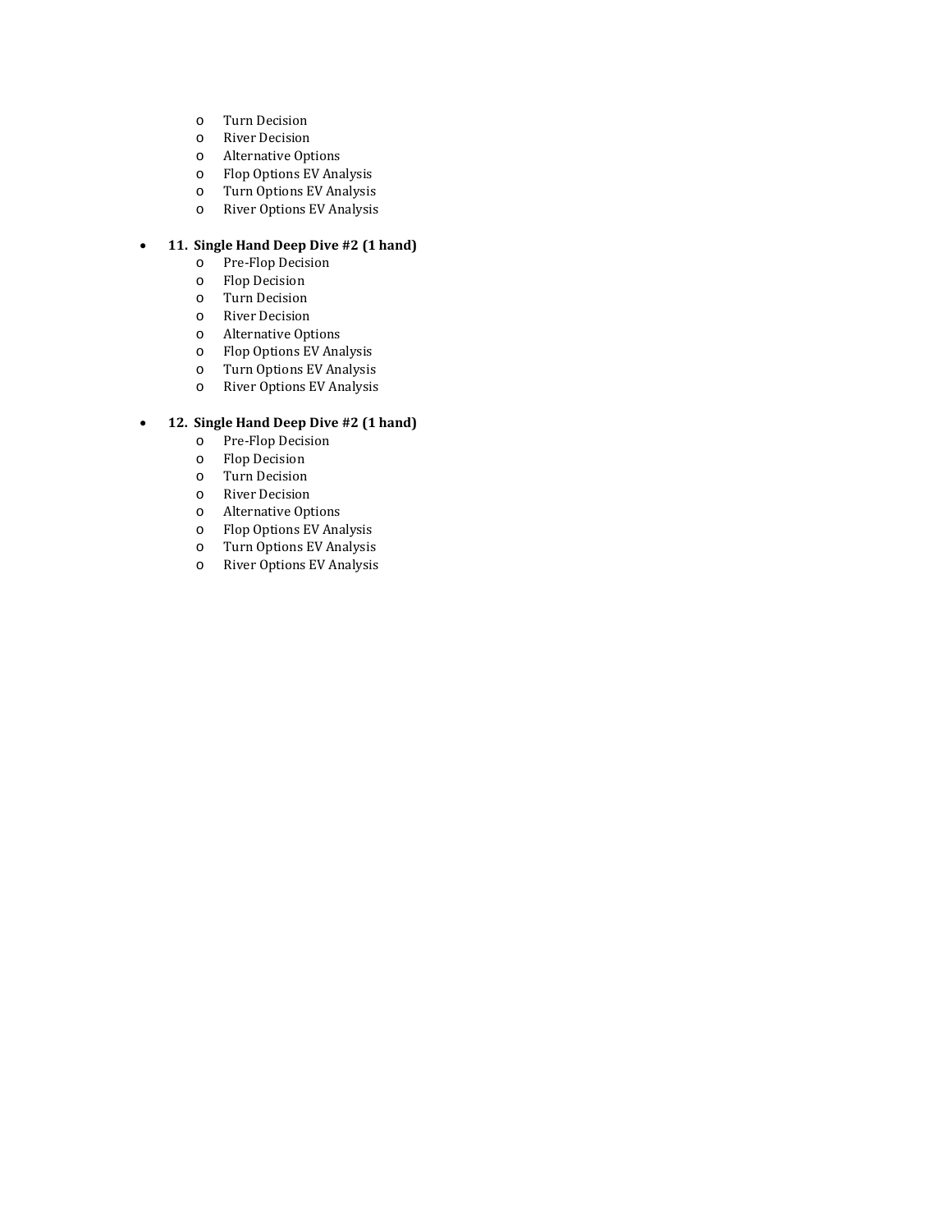- Turn Decision
  - River Decision
  - Alternative Options
  - Flop Options EV Analysis
  - Turn Options EV Analysis
  - River Options EV Analysis

- **11. Single Hand Deep Dive #2 (1 hand)**
  - Pre-Flop Decision
  - Flop Decision
  - Turn Decision
  - River Decision
  - Alternative Options
  - Flop Options EV Analysis
  - Turn Options EV Analysis
  - River Options EV Analysis

- **12. Single Hand Deep Dive #2 (1 hand)**
  - Pre-Flop Decision
  - Flop Decision
  - Turn Decision
  - River Decision
  - Alternative Options
  - Flop Options EV Analysis
  - Turn Options EV Analysis
  - River Options EV Analysis